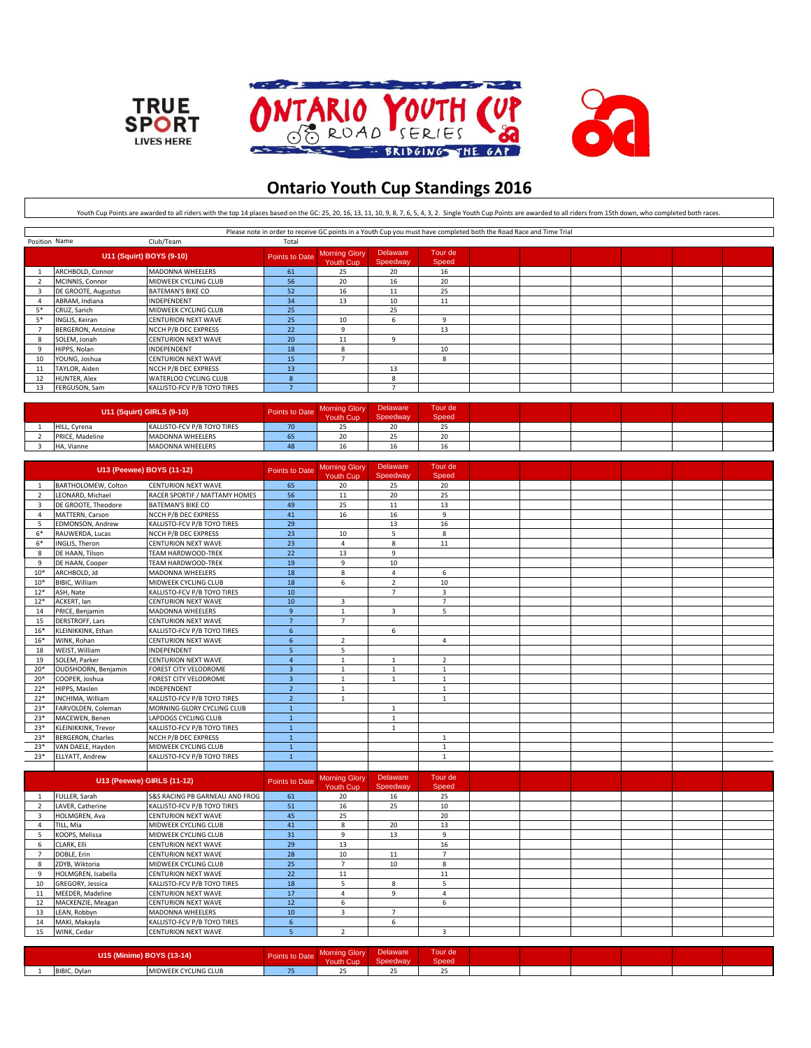# Ontario Youth Cup Standings 2016

Youth Cup Points are awarded to all riders with the top 14 places based on the GC: 25, 20, 16, 13, 11, 10, 9, 8, 7, 6, 5, 4, 3, 2. Single Youth Cup Points are awarded to all riders from 15th down, who completed both races.

Please note in order to receive GC points in a Youth Cup you must have completed both the Road Race and Time Trial

| Position | Name | Club/Team | Total Points to Date | Morning Glory Youth Cup | Delaware Speedway | Tour de Speed |
|---|---|---|---|---|---|---|
| **U11 (Squirt) BOYS (9-10)** | | | | | | |
| 1 | ARCHBOLD, Connor | MADONNA WHEELERS | 61 | 25 | 20 | 16 |
| 2 | MCINNIS, Connor | MIDWEEK CYCLING CLUB | 56 | 20 | 16 | 20 |
| 3 | DE GROOTE, Augustus | BATEMAN'S BIKE CO | 52 | 16 | 11 | 25 |
| 4 | ABRAM, Indiana | INDEPENDENT | 34 | 13 | 10 | 11 |
| 5* | CRUZ, Sarich | MIDWEEK CYCLING CLUB | 25 | | 25 | |
| 5* | INGLIS, Keiran | CENTURION NEXT WAVE | 25 | 10 | 6 | 9 |
| 7 | BERGERON, Antoine | NCCH P/B DEC EXPRESS | 22 | 9 | | 13 |
| 8 | SOLEM, Jonah | CENTURION NEXT WAVE | 20 | 11 | 9 | |
| 9 | HIPPS, Nolan | INDEPENDENT | 18 | 8 | | 10 |
| 10 | YOUNG, Joshua | CENTURION NEXT WAVE | 15 | 7 | | 8 |
| 11 | TAYLOR, Aiden | NCCH P/B DEC EXPRESS | 13 | | 13 | |
| 12 | HUNTER, Alex | WATERLOO CYCLING CLUB | 8 | | 8 | |
| 13 | FERGUSON, Sam | KALLISTO-FCV P/B TOYO TIRES | 7 | | 7 | |

| Position | Name | Club/Team | Points to Date | Morning Glory Youth Cup | Delaware Speedway | Tour de Speed |
|---|---|---|---|---|---|---|
| **U11 (Squirt) GIRLS (9-10)** | | | | | | |
| 1 | HILL, Cyrena | KALLISTO-FCV P/B TOYO TIRES | 70 | 25 | 20 | 25 |
| 2 | PRICE, Madeline | MADONNA WHEELERS | 65 | 20 | 25 | 20 |
| 3 | HA, Vianne | MADONNA WHEELERS | 48 | 16 | 16 | 16 |

| Position | Name | Club/Team | Points to Date | Morning Glory Youth Cup | Delaware Speedway | Tour de Speed |
|---|---|---|---|---|---|---|
| **U13 (Peewee) BOYS (11-12)** | | | | | | |
| 1 | BARTHOLOMEW, Colton | CENTURION NEXT WAVE | 65 | 20 | 25 | 20 |
| 2 | LEONARD, Michael | RACER SPORTIF / MATTAMY HOMES | 56 | 11 | 20 | 25 |
| 3 | DE GROOTE, Theodore | BATEMAN'S BIKE CO | 49 | 25 | 11 | 13 |
| 4 | MATTERN, Carson | NCCH P/B DEC EXPRESS | 41 | 16 | 16 | 9 |
| 5 | EDMONSON, Andrew | KALLISTO-FCV P/B TOYO TIRES | 29 | | 13 | 16 |
| 6* | RAUWERDA, Lucas | NCCH P/B DEC EXPRESS | 23 | 10 | 5 | 8 |
| 6* | INGLIS, Theron | CENTURION NEXT WAVE | 23 | 4 | 8 | 11 |
| 8 | DE HAAN, Tilson | TEAM HARDWOOD-TREK | 22 | 13 | 9 | |
| 9 | DE HAAN, Cooper | TEAM HARDWOOD-TREK | 19 | 9 | 10 | |
| 10* | ARCHBOLD, Jd | MADONNA WHEELERS | 18 | 8 | 4 | 6 |
| 10* | BIBIC, William | MIDWEEK CYCLING CLUB | 18 | 6 | 2 | 10 |
| 12* | ASH, Nate | KALLISTO-FCV P/B TOYO TIRES | 10 | | 7 | 3 |
| 12* | ACKERT, Ian | CENTURION NEXT WAVE | 10 | 3 | | 7 |
| 14 | PRICE, Benjamin | MADONNA WHEELERS | 9 | 1 | 3 | 5 |
| 15 | DERSTROFF, Lars | CENTURION NEXT WAVE | 7 | 7 | | |
| 16* | KLEINIKKINK, Ethan | KALLISTO-FCV P/B TOYO TIRES | 6 | | 6 | |
| 16* | WINK, Rohan | CENTURION NEXT WAVE | 6 | 2 | | 4 |
| 18 | WEIST, William | INDEPENDENT | 5 | 5 | | |
| 19 | SOLEM, Parker | CENTURION NEXT WAVE | 4 | 1 | 1 | 2 |
| 20* | OUDSHOORN, Benjamin | FOREST CITY VELODROME | 3 | 1 | 1 | 1 |
| 20* | COOPER, Joshua | FOREST CITY VELODROME | 3 | 1 | 1 | 1 |
| 22* | HIPPS, Maslen | INDEPENDENT | 2 | 1 | | 1 |
| 22* | INCHIMA, William | KALLISTO-FCV P/B TOYO TIRES | 2 | 1 | | 1 |
| 23* | FARVOLDEN, Coleman | MORNING GLORY CYCLING CLUB | 1 | | 1 | |
| 23* | MACEWEN, Benen | LAPDOGS CYCLING CLUB | 1 | | 1 | |
| 23* | KLEINIKKINK, Trevor | KALLISTO-FCV P/B TOYO TIRES | 1 | | 1 | |
| 23* | BERGERON, Charles | NCCH P/B DEC EXPRESS | 1 | | | 1 |
| 23* | VAN DAELE, Hayden | MIDWEEK CYCLING CLUB | 1 | | | 1 |
| 23* | ELLYATT, Andrew | KALLISTO-FCV P/B TOYO TIRES | 1 | | | 1 |

| Position | Name | Club/Team | Points to Date | Morning Glory Youth Cup | Delaware Speedway | Tour de Speed |
|---|---|---|---|---|---|---|
| **U13 (Peewee) GIRLS (11-12)** | | | | | | |
| 1 | FULLER, Sarah | S&S RACING PB GARNEAU AND FROG | 61 | 20 | 16 | 25 |
| 2 | LAVER, Catherine | KALLISTO-FCV P/B TOYO TIRES | 51 | 16 | 25 | 10 |
| 3 | HOLMGREN, Ava | CENTURION NEXT WAVE | 45 | 25 | | 20 |
| 4 | TILL, Mia | MIDWEEK CYCLING CLUB | 41 | 8 | 20 | 13 |
| 5 | KOOPS, Melissa | MIDWEEK CYCLING CLUB | 31 | 9 | 13 | 9 |
| 6 | CLARK, Elli | CENTURION NEXT WAVE | 29 | 13 | | 16 |
| 7 | DOBLE, Erin | CENTURION NEXT WAVE | 28 | 10 | 11 | 7 |
| 8 | ZDYB, Wiktoria | MIDWEEK CYCLING CLUB | 25 | 7 | 10 | 8 |
| 9 | HOLMGREN, Isabella | CENTURION NEXT WAVE | 22 | 11 | | 11 |
| 10 | GREGORY, Jessica | KALLISTO-FCV P/B TOYO TIRES | 18 | 5 | 8 | 5 |
| 11 | MEEDER, Madeline | CENTURION NEXT WAVE | 17 | 4 | 9 | 4 |
| 12 | MACKENZIE, Meagan | CENTURION NEXT WAVE | 12 | 6 | | 6 |
| 13 | LEAN, Robbyn | MADONNA WHEELERS | 10 | 3 | 7 | |
| 14 | MAKI, Makayla | KALLISTO-FCV P/B TOYO TIRES | 6 | | 6 | |
| 15 | WINK, Cedar | CENTURION NEXT WAVE | 5 | 2 | | 3 |

| Position | Name | Club/Team | Points to Date | Morning Glory Youth Cup | Delaware Speedway | Tour de Speed |
|---|---|---|---|---|---|---|
| **U15 (Minime) BOYS (13-14)** | | | | | | |
| 1 | BIBIC, Dylan | MIDWEEK CYCLING CLUB | 75 | 25 | 25 | 25 |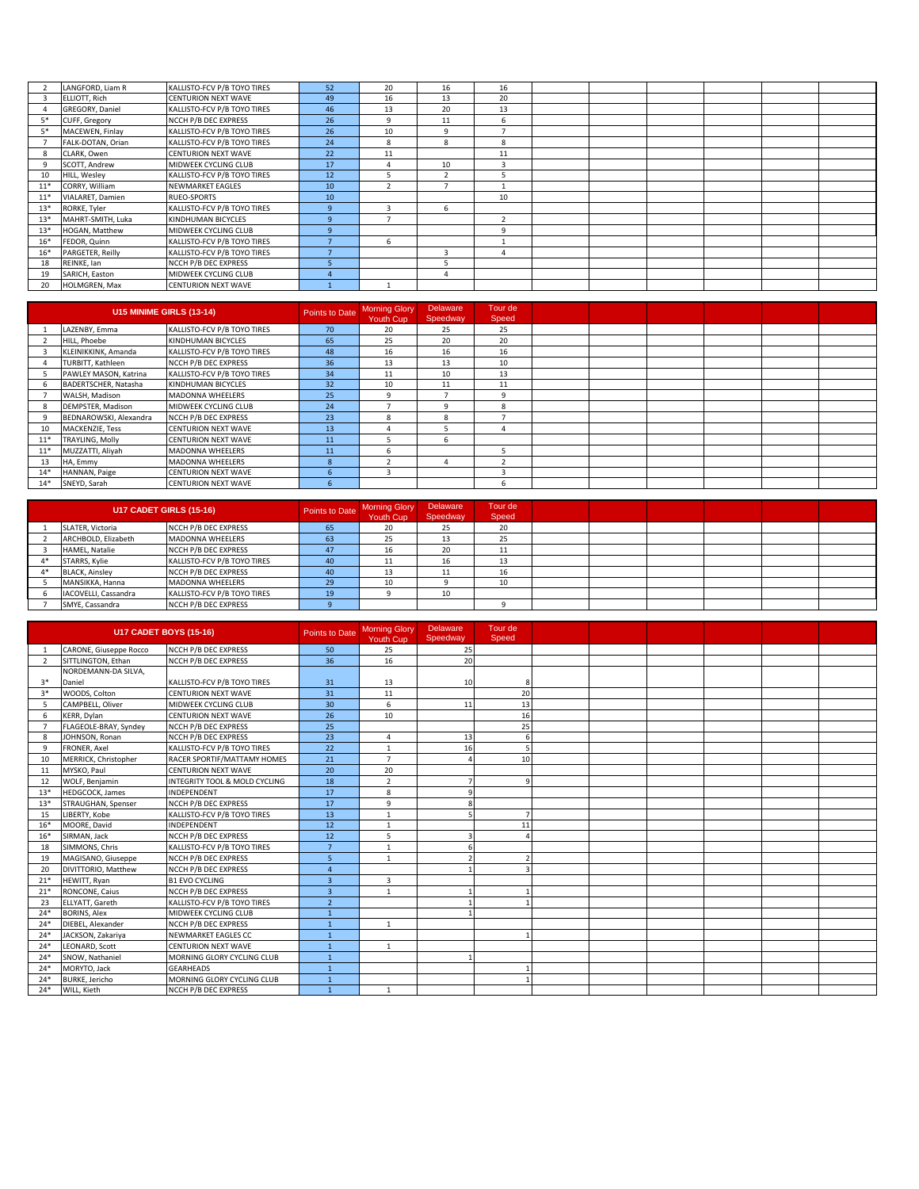| | | | | | | | | | | | | |
|---|---|---|---|---|---|---|---|---|---|---|---|---|
| 2 | LANGFORD, Liam R | KALLISTO-FCV P/B TOYO TIRES | 52 | 20 | 16 | 16 | | | | | | |
| 3 | ELLIOTT, Rich | CENTURION NEXT WAVE | 49 | 16 | 13 | 20 | | | | | | |
| 4 | GREGORY, Daniel | KALLISTO-FCV P/B TOYO TIRES | 46 | 13 | 20 | 13 | | | | | | |
| 5* | CUFF, Gregory | NCCH P/B DEC EXPRESS | 26 | 9 | 11 | 6 | | | | | | |
| 5* | MACEWEN, Finlay | KALLISTO-FCV P/B TOYO TIRES | 26 | 10 | 9 | 7 | | | | | | |
| 7 | FALK-DOTAN, Orian | KALLISTO-FCV P/B TOYO TIRES | 24 | 8 | 8 | 8 | | | | | | |
| 8 | CLARK, Owen | CENTURION NEXT WAVE | 22 | 11 | | 11 | | | | | | |
| 9 | SCOTT, Andrew | MIDWEEK CYCLING CLUB | 17 | 4 | 10 | 3 | | | | | | |
| 10 | HILL, Wesley | KALLISTO-FCV P/B TOYO TIRES | 12 | 5 | 2 | 5 | | | | | | |
| 11* | CORRY, William | NEWMARKET EAGLES | 10 | 2 | 7 | 1 | | | | | | |
| 11* | VIALARET, Damien | RUEO-SPORTS | 10 | | | 10 | | | | | | |
| 13* | RORKE, Tyler | KALLISTO-FCV P/B TOYO TIRES | 9 | 3 | 6 | | | | | | | |
| 13* | MAHRT-SMITH, Luka | KINDHUMAN BICYCLES | 9 | 7 | | 2 | | | | | | |
| 13* | HOGAN, Matthew | MIDWEEK CYCLING CLUB | 9 | | | 9 | | | | | | |
| 16* | FEDOR, Quinn | KALLISTO-FCV P/B TOYO TIRES | 7 | 6 | | 1 | | | | | | |
| 16* | PARGETER, Reilly | KALLISTO-FCV P/B TOYO TIRES | 7 | | 3 | 4 | | | | | | |
| 18 | REINKE, Ian | NCCH P/B DEC EXPRESS | 5 | | 5 | | | | | | | |
| 19 | SARICH, Easton | MIDWEEK CYCLING CLUB | 4 | | 4 | | | | | | | |
| 20 | HOLMGREN, Max | CENTURION NEXT WAVE | 1 | 1 | | | | | | | | |

| U15 MINIME GIRLS (13-14) | | | Points to Date | Morning Glory Youth Cup | Delaware Speedway | Tour de Speed | | | | | | |
|---|---|---|---|---|---|---|---|---|---|---|---|---|
| 1 | LAZENBY, Emma | KALLISTO-FCV P/B TOYO TIRES | 70 | 20 | 25 | 25 | | | | | | |
| 2 | HILL, Phoebe | KINDHUMAN BICYCLES | 65 | 25 | 20 | 20 | | | | | | |
| 3 | KLEINIKKINK, Amanda | KALLISTO-FCV P/B TOYO TIRES | 48 | 16 | 16 | 16 | | | | | | |
| 4 | TURBITT, Kathleen | NCCH P/B DEC EXPRESS | 36 | 13 | 13 | 10 | | | | | | |
| 5 | PAWLEY MASON, Katrina | KALLISTO-FCV P/B TOYO TIRES | 34 | 11 | 10 | 13 | | | | | | |
| 6 | BADERTSCHER, Natasha | KINDHUMAN BICYCLES | 32 | 10 | 11 | 11 | | | | | | |
| 7 | WALSH, Madison | MADONNA WHEELERS | 25 | 9 | 7 | 9 | | | | | | |
| 8 | DEMPSTER, Madison | MIDWEEK CYCLING CLUB | 24 | 7 | 9 | 8 | | | | | | |
| 9 | BEDNAROWSKI, Alexandra | NCCH P/B DEC EXPRESS | 23 | 8 | 8 | 7 | | | | | | |
| 10 | MACKENZIE, Tess | CENTURION NEXT WAVE | 13 | 4 | 5 | 4 | | | | | | |
| 11* | TRAYLING, Molly | CENTURION NEXT WAVE | 11 | 5 | 6 | | | | | | | |
| 11* | MUZZATTI, Aliyah | MADONNA WHEELERS | 11 | 6 | | 5 | | | | | | |
| 13 | HA, Emmy | MADONNA WHEELERS | 8 | 2 | 4 | 2 | | | | | | |
| 14* | HANNAN, Paige | CENTURION NEXT WAVE | 6 | 3 | | 3 | | | | | | |
| 14* | SNEYD, Sarah | CENTURION NEXT WAVE | 6 | | | 6 | | | | | | |

| U17 CADET GIRLS (15-16) | | | Points to Date | Morning Glory Youth Cup | Delaware Speedway | Tour de Speed | | | | | | |
|---|---|---|---|---|---|---|---|---|---|---|---|---|
| 1 | SLATER, Victoria | NCCH P/B DEC EXPRESS | 65 | 20 | 25 | 20 | | | | | | |
| 2 | ARCHBOLD, Elizabeth | MADONNA WHEELERS | 63 | 25 | 13 | 25 | | | | | | |
| 3 | HAMEL, Natalie | NCCH P/B DEC EXPRESS | 47 | 16 | 20 | 11 | | | | | | |
| 4* | STARRS, Kylie | KALLISTO-FCV P/B TOYO TIRES | 40 | 11 | 16 | 13 | | | | | | |
| 4* | BLACK, Ainsley | NCCH P/B DEC EXPRESS | 40 | 13 | 11 | 16 | | | | | | |
| 5 | MANSIKKA, Hanna | MADONNA WHEELERS | 29 | 10 | 9 | 10 | | | | | | |
| 6 | IACOVELLI, Cassandra | KALLISTO-FCV P/B TOYO TIRES | 19 | 9 | 10 | | | | | | | |
| 7 | SMYE, Cassandra | NCCH P/B DEC EXPRESS | 9 | | | 9 | | | | | | |

| U17 CADET BOYS (15-16) | | | Points to Date | Morning Glory Youth Cup | Delaware Speedway | Tour de Speed | | | | | | |
|---|---|---|---|---|---|---|---|---|---|---|---|---|
| 1 | CARONE, Giuseppe Rocco | NCCH P/B DEC EXPRESS | 50 | 25 | 25 | | | | | | | |
| 2 | SITTLINGTON, Ethan | NCCH P/B DEC EXPRESS | 36 | 16 | 20 | | | | | | | |
| 3* | NORDEMANN-DA SILVA, Daniel | KALLISTO-FCV P/B TOYO TIRES | 31 | 13 | 10 | 8 | | | | | | |
| 3* | WOODS, Colton | CENTURION NEXT WAVE | 31 | 11 | | 20 | | | | | | |
| 5 | CAMPBELL, Oliver | MIDWEEK CYCLING CLUB | 30 | 6 | 11 | 13 | | | | | | |
| 6 | KERR, Dylan | CENTURION NEXT WAVE | 26 | 10 | | 16 | | | | | | |
| 7 | FLAGEOLE-BRAY, Syndey | NCCH P/B DEC EXPRESS | 25 | | | 25 | | | | | | |
| 8 | JOHNSON, Ronan | NCCH P/B DEC EXPRESS | 23 | 4 | 13 | 6 | | | | | | |
| 9 | FRONER, Axel | KALLISTO-FCV P/B TOYO TIRES | 22 | 1 | 16 | 5 | | | | | | |
| 10 | MERRICK, Christopher | RACER SPORTIF/MATTAMY HOMES | 21 | 7 | 4 | 10 | | | | | | |
| 11 | MYSKO, Paul | CENTURION NEXT WAVE | 20 | 20 | | | | | | | | |
| 12 | WOLF, Benjamin | INTEGRITY TOOL & MOLD CYCLING | 18 | 2 | 7 | 9 | | | | | | |
| 13* | HEDGCOCK, James | INDEPENDENT | 17 | 8 | 9 | | | | | | | |
| 13* | STRAUGHAN, Spenser | NCCH P/B DEC EXPRESS | 17 | 9 | 8 | | | | | | | |
| 15 | LIBERTY, Kobe | KALLISTO-FCV P/B TOYO TIRES | 13 | 1 | 5 | 7 | | | | | | |
| 16* | MOORE, David | INDEPENDENT | 12 | 1 | | 11 | | | | | | |
| 16* | SIRMAN, Jack | NCCH P/B DEC EXPRESS | 12 | 5 | 3 | 4 | | | | | | |
| 18 | SIMMONS, Chris | KALLISTO-FCV P/B TOYO TIRES | 7 | 1 | 6 | | | | | | | |
| 19 | MAGISANO, Giuseppe | NCCH P/B DEC EXPRESS | 5 | 1 | 2 | 2 | | | | | | |
| 20 | DIVITTORIO, Matthew | NCCH P/B DEC EXPRESS | 4 | | 1 | 3 | | | | | | |
| 21* | HEWITT, Ryan | B1 EVO CYCLING | 3 | 3 | | | | | | | | |
| 21* | RONCONE, Caius | NCCH P/B DEC EXPRESS | 3 | 1 | 1 | 1 | | | | | | |
| 23 | ELLYATT, Gareth | KALLISTO-FCV P/B TOYO TIRES | 2 | | 1 | 1 | | | | | | |
| 24* | BORINS, Alex | MIDWEEK CYCLING CLUB | 1 | | 1 | | | | | | | |
| 24* | DIEBEL, Alexander | NCCH P/B DEC EXPRESS | 1 | 1 | | | | | | | | |
| 24* | JACKSON, Zakariya | NEWMARKET EAGLES CC | 1 | | | 1 | | | | | | |
| 24* | LEONARD, Scott | CENTURION NEXT WAVE | 1 | 1 | | | | | | | | |
| 24* | SNOW, Nathaniel | MORNING GLORY CYCLING CLUB | 1 | | 1 | | | | | | | |
| 24* | MORYTO, Jack | GEARHEADS | 1 | | | 1 | | | | | | |
| 24* | BURKE, Jericho | MORNING GLORY CYCLING CLUB | 1 | | | 1 | | | | | | |
| 24* | WILL, Kieth | NCCH P/B DEC EXPRESS | 1 | 1 | | | | | | | | |